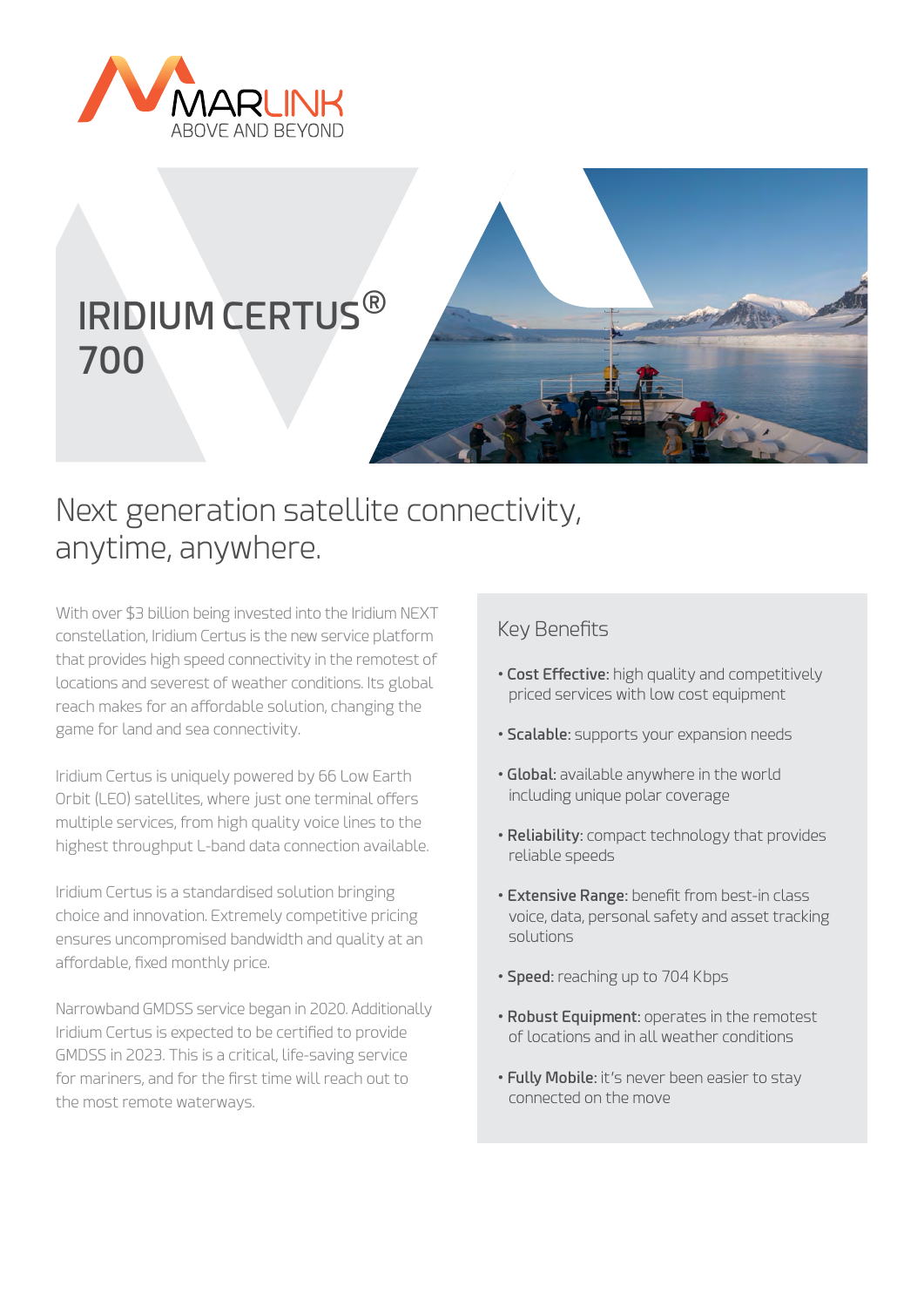MARLINK
ABOVE AND BEYOND

# IRIDIUM CERTUS® 700

## Next generation satellite connectivity, anytime, anywhere.

With over $3 billion being invested into the Iridium NEXT constellation, Iridium Certus is the new service platform that provides high speed connectivity in the remotest of locations and severest of weather conditions. Its global reach makes for an affordable solution, changing the game for land and sea connectivity.

Iridium Certus is uniquely powered by 66 Low Earth Orbit (LEO) satellites, where just one terminal offers multiple services, from high quality voice lines to the highest throughput L-band data connection available.

Iridium Certus is a standardised solution bringing choice and innovation. Extremely competitive pricing ensures uncompromised bandwidth and quality at an affordable, fixed monthly price.

Narrowband GMDSS service began in 2020. Additionally Iridium Certus is expected to be certified to provide GMDSS in 2023. This is a critical, life-saving service for mariners, and for the first time will reach out to the most remote waterways.

### Key Benefits

- **Cost Effective:** high quality and competitively priced services with low cost equipment
- **Scalable:** supports your expansion needs
- **Global:** available anywhere in the world including unique polar coverage
- **Reliability:** compact technology that provides reliable speeds
- **Extensive Range:** benefit from best-in class voice, data, personal safety and asset tracking solutions
- **Speed:** reaching up to 704 Kbps
- **Robust Equipment:** operates in the remotest of locations and in all weather conditions
- **Fully Mobile:** it's never been easier to stay connected on the move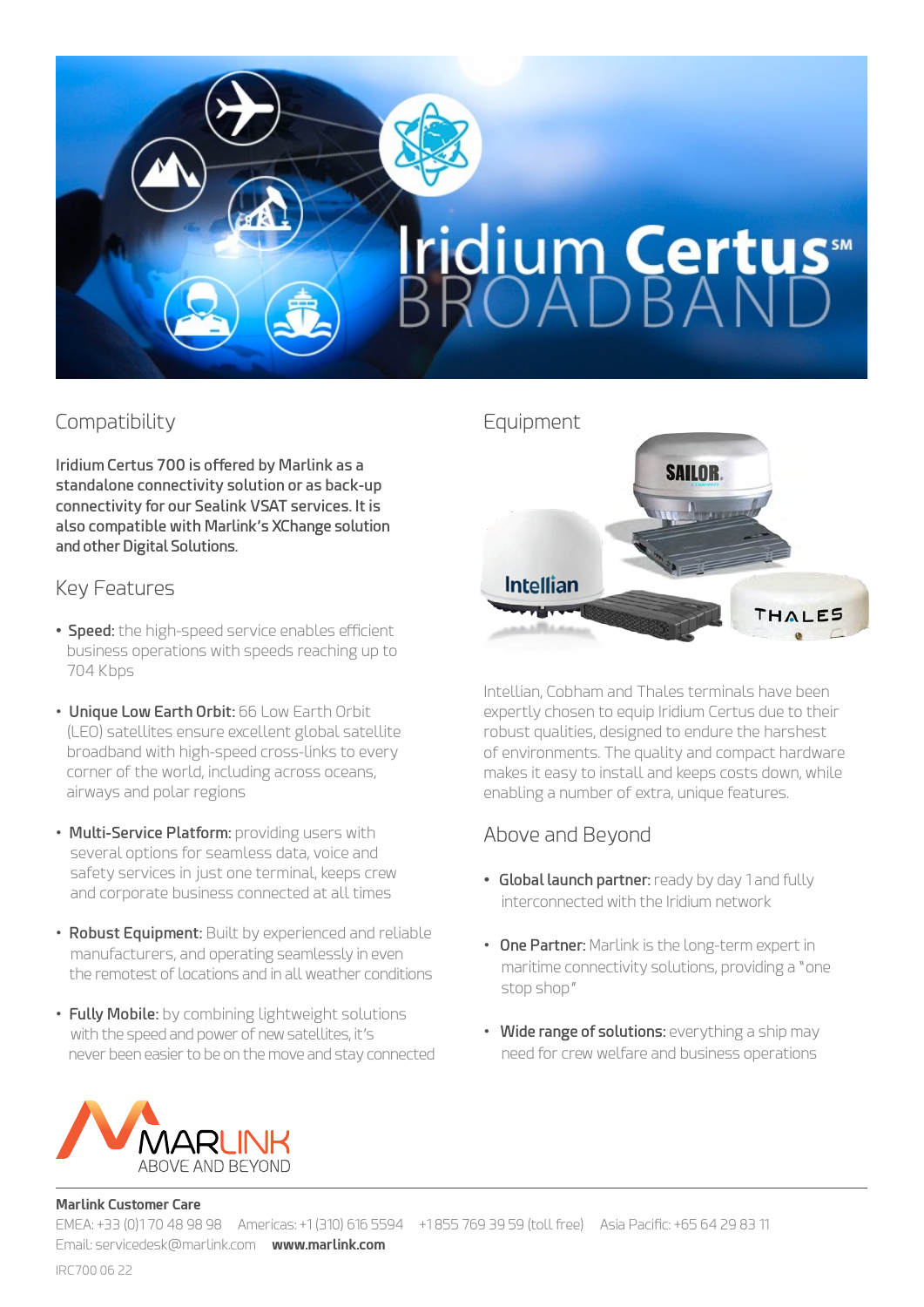# Iridium Certus℠ BROADBAND

## Compatibility

**Iridium Certus 700 is offered by Marlink as a standalone connectivity solution or as back-up connectivity for our Sealink VSAT services. It is also compatible with Marlink's XChange solution and other Digital Solutions.**

## Key Features

- **Speed:** the high-speed service enables efficient business operations with speeds reaching up to 704 Kbps
- **Unique Low Earth Orbit:** 66 Low Earth Orbit (LEO) satellites ensure excellent global satellite broadband with high-speed cross-links to every corner of the world, including across oceans, airways and polar regions
- **Multi-Service Platform:** providing users with several options for seamless data, voice and safety services in just one terminal, keeps crew and corporate business connected at all times
- **Robust Equipment:** Built by experienced and reliable manufacturers, and operating seamlessly in even the remotest of locations and in all weather conditions
- **Fully Mobile:** by combining lightweight solutions with the speed and power of new satellites, it's never been easier to be on the move and stay connected

## Equipment

Intellian, Cobham and Thales terminals have been expertly chosen to equip Iridium Certus due to their robust qualities, designed to endure the harshest of environments. The quality and compact hardware makes it easy to install and keeps costs down, while enabling a number of extra, unique features.

## Above and Beyond

- **Global launch partner:** ready by day 1 and fully interconnected with the Iridium network
- **One Partner:** Marlink is the long-term expert in maritime connectivity solutions, providing a "one stop shop"
- **Wide range of solutions:** everything a ship may need for crew welfare and business operations

MARLINK ABOVE AND BEYOND

**Marlink Customer Care**

EMEA: +33 (0)1 70 48 98 98    Americas: +1 (310) 616 5594    +1 855 769 39 59 (toll free)    Asia Pacific: +65 64 29 83 11

Email: servicedesk@marlink.com    **www.marlink.com**

IRC700 06 22